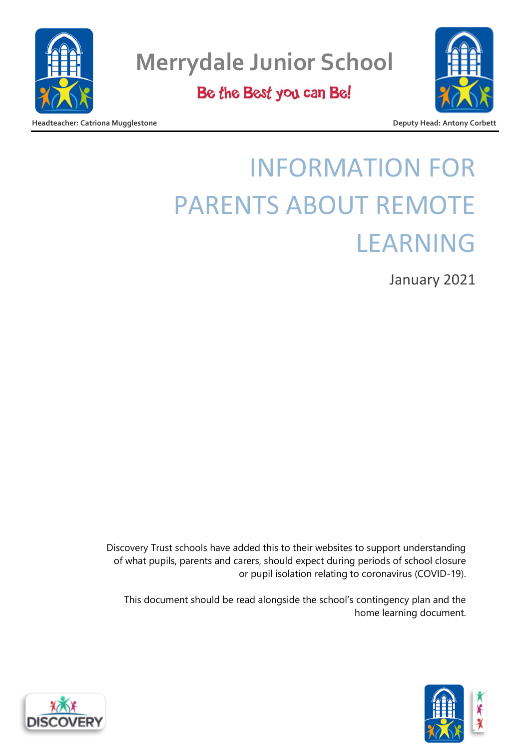# Merrydale Junior School

**Be the Best you can Be!**

**Headteacher: Catriona Mugglestone** | **Deputy Head: Antony Corbett**

# INFORMATION FOR PARENTS ABOUT REMOTE LEARNING

January 2021

Discovery Trust schools have added this to their websites to support understanding of what pupils, parents and carers, should expect during periods of school closure or pupil isolation relating to coronavirus (COVID-19).

This document should be read alongside the school's contingency plan and the home learning document.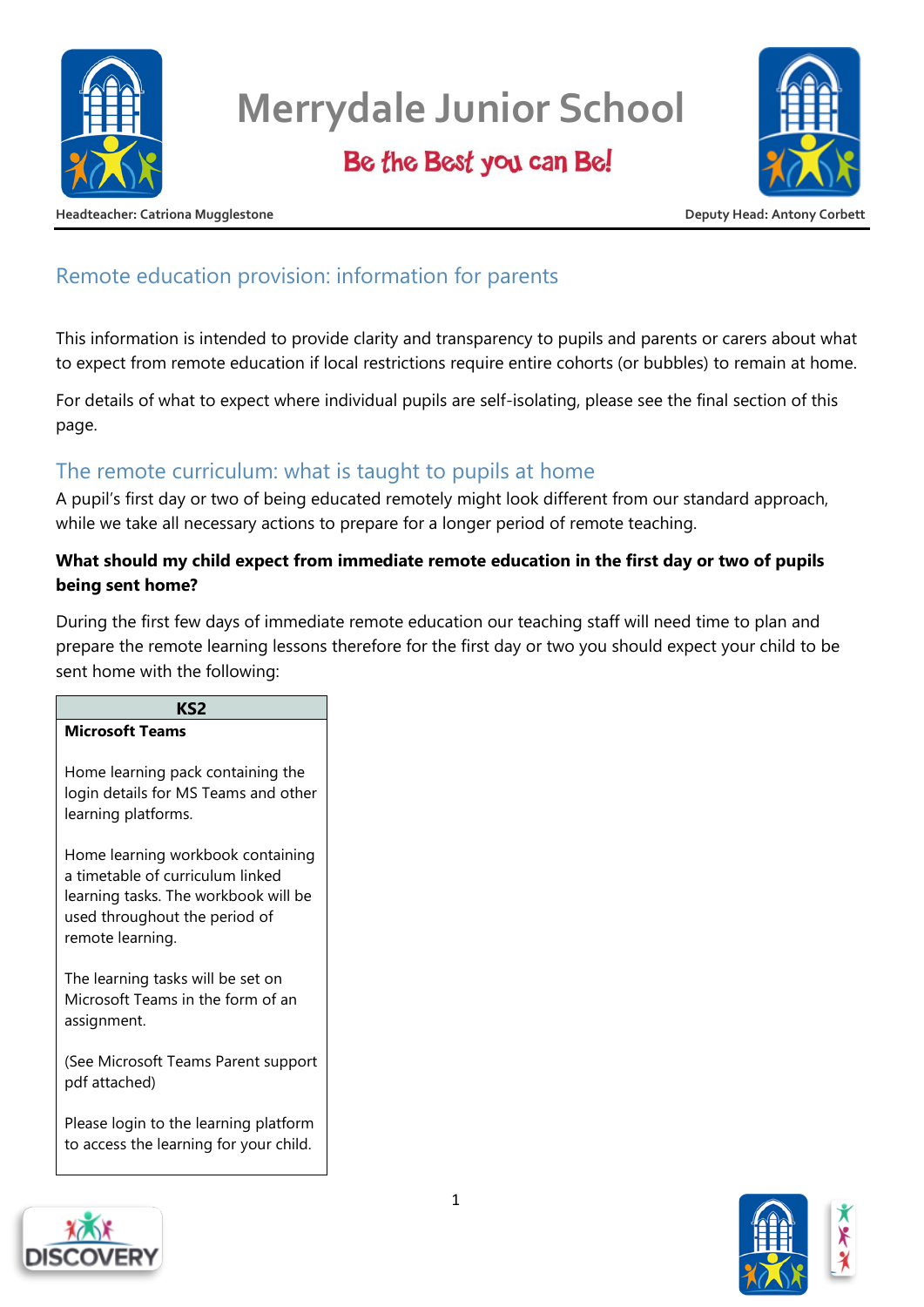# Merrydale Junior School

**Be the Best you can Be!**

**Headteacher: Catriona Mugglestone** | **Deputy Head: Antony Corbett**

## Remote education provision: information for parents

This information is intended to provide clarity and transparency to pupils and parents or carers about what to expect from remote education if local restrictions require entire cohorts (or bubbles) to remain at home.

For details of what to expect where individual pupils are self-isolating, please see the final section of this page.

## The remote curriculum: what is taught to pupils at home

A pupil's first day or two of being educated remotely might look different from our standard approach, while we take all necessary actions to prepare for a longer period of remote teaching.

**What should my child expect from immediate remote education in the first day or two of pupils being sent home?**

During the first few days of immediate remote education our teaching staff will need time to plan and prepare the remote learning lessons therefore for the first day or two you should expect your child to be sent home with the following:

| KS2 |
|---|
| **Microsoft Teams**<br><br>Home learning pack containing the login details for MS Teams and other learning platforms.<br><br>Home learning workbook containing a timetable of curriculum linked learning tasks. The workbook will be used throughout the period of remote learning.<br><br>The learning tasks will be set on Microsoft Teams in the form of an assignment.<br><br>(See Microsoft Teams Parent support pdf attached)<br><br>Please login to the learning platform to access the learning for your child. |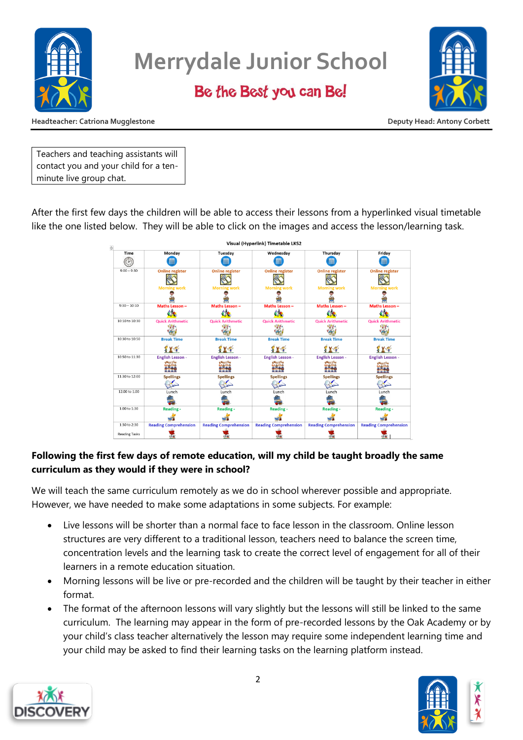# Merrydale Junior School

**Be the Best you can Be!**

Headteacher: Catriona Mugglestone

Deputy Head: Antony Corbett

| Teachers and teaching assistants will contact you and your child for a ten-minute live group chat. |
|---|

After the first few days the children will be able to access their lessons from a hyperlinked visual timetable like the one listed below. They will be able to click on the images and access the lesson/learning task.

**Visual (Hyperlink) Timetable LKS2**

| Time | Monday | Tuesday | Wednesday | Thursday | Friday |
|---|---|---|---|---|---|
| 9:00 – 9:30 | Online register / Morning work | Online register / Morning work | Online register / Morning work | Online register / Morning work | Online register / Morning work |
| 9:30 – 10:10 | Maths Lesson – | Maths Lesson – | Maths Lesson – | Maths Lesson – | Maths Lesson – |
| 10:10 to 10:30 | Quick Arithmetic | Quick Arithmetic | Quick Arithmetic | Quick Arithmetic | Quick Arithmetic |
| 10:30 to 10:50 | Break Time | Break Time | Break Time | Break Time | Break Time |
| 10:50 to 11:30 | English Lesson - | English Lesson - | English Lesson - | English Lesson - | English Lesson - |
| 11:30 to 12:00 | Spellings | Spellings | Spellings | Spellings | Spellings |
| 12:00 to 1:00 | Lunch | Lunch | Lunch | Lunch | Lunch |
| 1:00 to 1:30 | Reading - | Reading - | Reading - | Reading - | Reading - |
| 1:30 to 2:30 Reading Tasks | Reading Comprehension | Reading Comprehension | Reading Comprehension | Reading Comprehension | Reading Comprehension |

**Following the first few days of remote education, will my child be taught broadly the same curriculum as they would if they were in school?**

We will teach the same curriculum remotely as we do in school wherever possible and appropriate. However, we have needed to make some adaptations in some subjects. For example:

- Live lessons will be shorter than a normal face to face lesson in the classroom. Online lesson structures are very different to a traditional lesson, teachers need to balance the screen time, concentration levels and the learning task to create the correct level of engagement for all of their learners in a remote education situation.
- Morning lessons will be live or pre-recorded and the children will be taught by their teacher in either format.
- The format of the afternoon lessons will vary slightly but the lessons will still be linked to the same curriculum. The learning may appear in the form of pre-recorded lessons by the Oak Academy or by your child's class teacher alternatively the lesson may require some independent learning time and your child may be asked to find their learning tasks on the learning platform instead.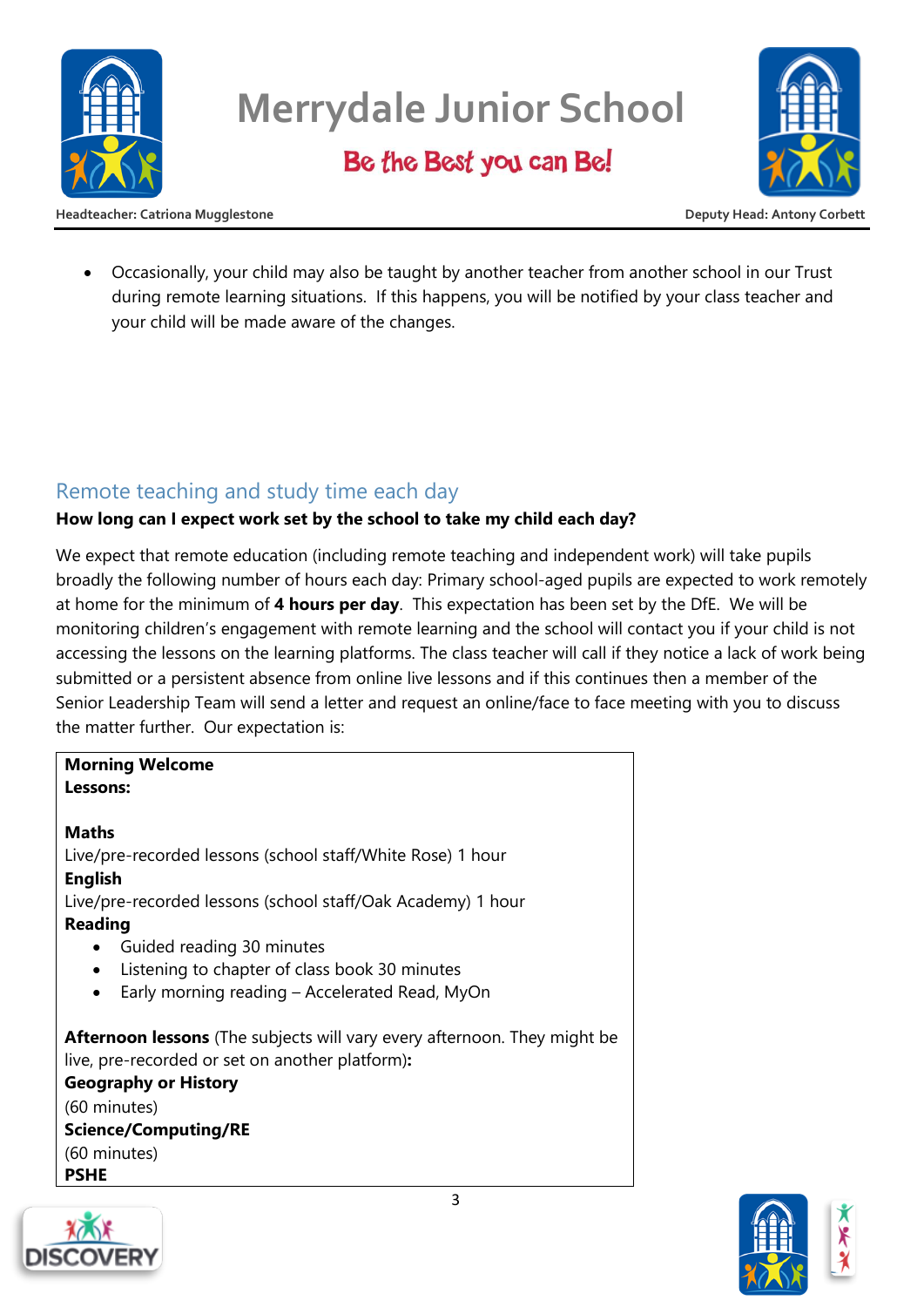- Occasionally, your child may also be taught by another teacher from another school in our Trust during remote learning situations. If this happens, you will be notified by your class teacher and your child will be made aware of the changes.

## Remote teaching and study time each day

**How long can I expect work set by the school to take my child each day?**

We expect that remote education (including remote teaching and independent work) will take pupils broadly the following number of hours each day: Primary school-aged pupils are expected to work remotely at home for the minimum of **4 hours per day**. This expectation has been set by the DfE. We will be monitoring children's engagement with remote learning and the school will contact you if your child is not accessing the lessons on the learning platforms. The class teacher will call if they notice a lack of work being submitted or a persistent absence from online live lessons and if this continues then a member of the Senior Leadership Team will send a letter and request an online/face to face meeting with you to discuss the matter further. Our expectation is:

**Morning Welcome**
**Lessons:**

**Maths**
Live/pre-recorded lessons (school staff/White Rose) 1 hour
**English**
Live/pre-recorded lessons (school staff/Oak Academy) 1 hour
**Reading**
- Guided reading 30 minutes
- Listening to chapter of class book 30 minutes
- Early morning reading – Accelerated Read, MyOn

**Afternoon lessons** (The subjects will vary every afternoon. They might be live, pre-recorded or set on another platform)**:**
**Geography or History**
(60 minutes)
**Science/Computing/RE**
(60 minutes)
**PSHE**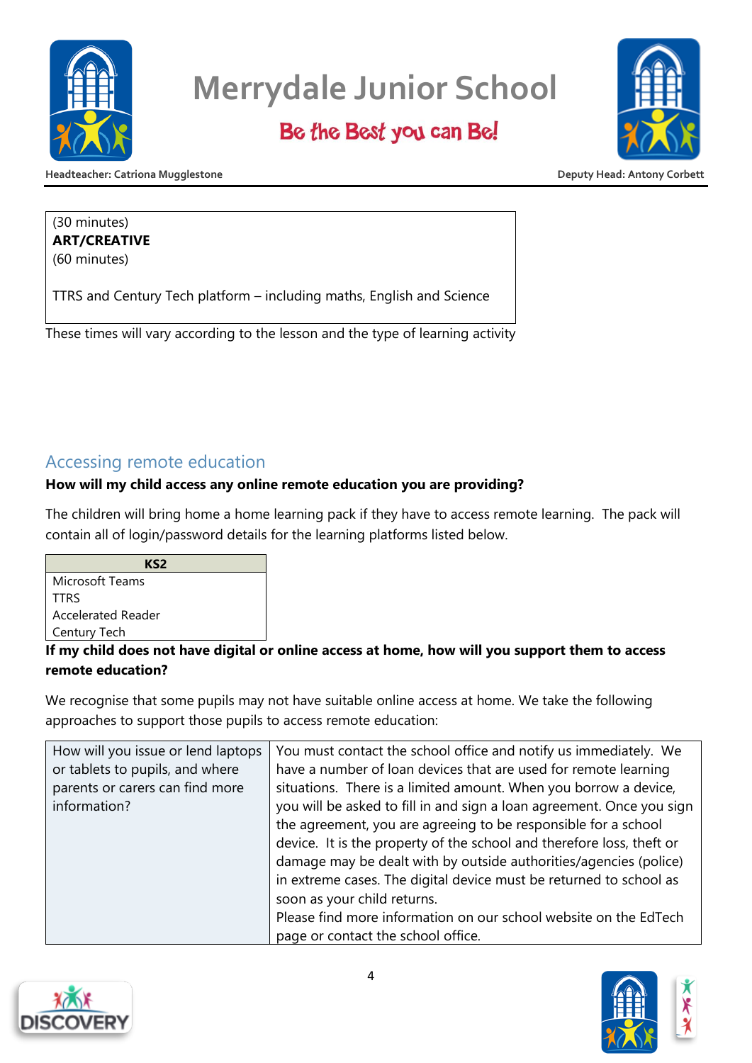| (30 minutes)<br>**ART/CREATIVE**<br>(60 minutes)<br><br>TTRS and Century Tech platform – including maths, English and Science |
|---|

These times will vary according to the lesson and the type of learning activity

## Accessing remote education

**How will my child access any online remote education you are providing?**

The children will bring home a home learning pack if they have to access remote learning. The pack will contain all of login/password details for the learning platforms listed below.

| KS2 |
|---|
| Microsoft Teams<br>TTRS<br>Accelerated Reader<br>Century Tech |

**If my child does not have digital or online access at home, how will you support them to access remote education?**

We recognise that some pupils may not have suitable online access at home. We take the following approaches to support those pupils to access remote education:

| How will you issue or lend laptops or tablets to pupils, and where parents or carers can find more information? | You must contact the school office and notify us immediately. We have a number of loan devices that are used for remote learning situations. There is a limited amount. When you borrow a device, you will be asked to fill in and sign a loan agreement. Once you sign the agreement, you are agreeing to be responsible for a school device. It is the property of the school and therefore loss, theft or damage may be dealt with by outside authorities/agencies (police) in extreme cases. The digital device must be returned to school as soon as your child returns.<br>Please find more information on our school website on the EdTech page or contact the school office. |
|---|---|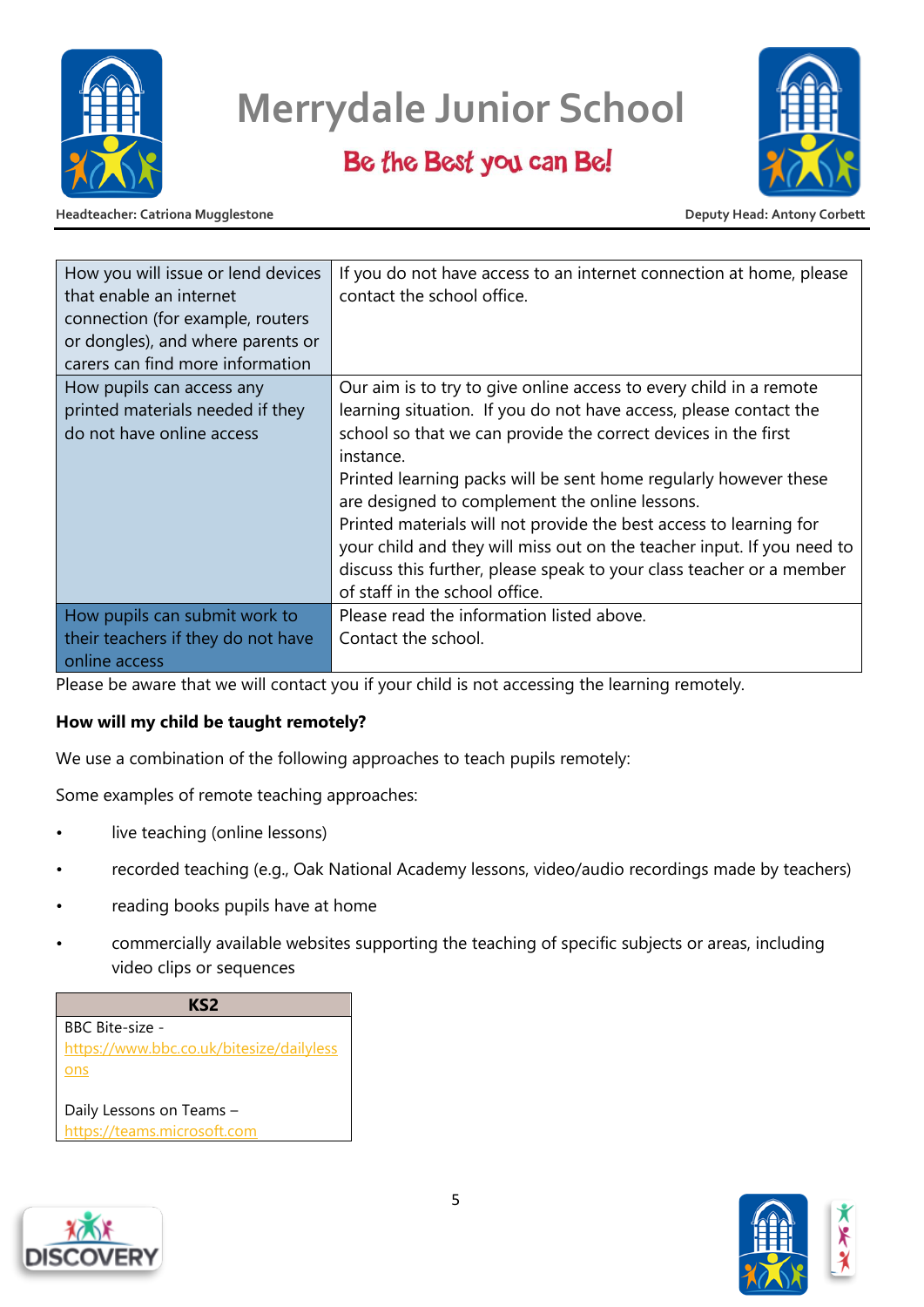| How you will issue or lend devices that enable an internet connection (for example, routers or dongles), and where parents or carers can find more information | If you do not have access to an internet connection at home, please contact the school office. |
|---|---|
| How pupils can access any printed materials needed if they do not have online access | Our aim is to try to give online access to every child in a remote learning situation. If you do not have access, please contact the school so that we can provide the correct devices in the first instance.<br>Printed learning packs will be sent home regularly however these are designed to complement the online lessons.<br>Printed materials will not provide the best access to learning for your child and they will miss out on the teacher input. If you need to discuss this further, please speak to your class teacher or a member of staff in the school office. |
| How pupils can submit work to their teachers if they do not have online access | Please read the information listed above.<br>Contact the school. |

Please be aware that we will contact you if your child is not accessing the learning remotely.

**How will my child be taught remotely?**

We use a combination of the following approaches to teach pupils remotely:

Some examples of remote teaching approaches:

- live teaching (online lessons)
- recorded teaching (e.g., Oak National Academy lessons, video/audio recordings made by teachers)
- reading books pupils have at home
- commercially available websites supporting the teaching of specific subjects or areas, including video clips or sequences

| KS2 |
|---|
| BBC Bite-size - https://www.bbc.co.uk/bitesize/dailylessons<br><br>Daily Lessons on Teams – https://teams.microsoft.com |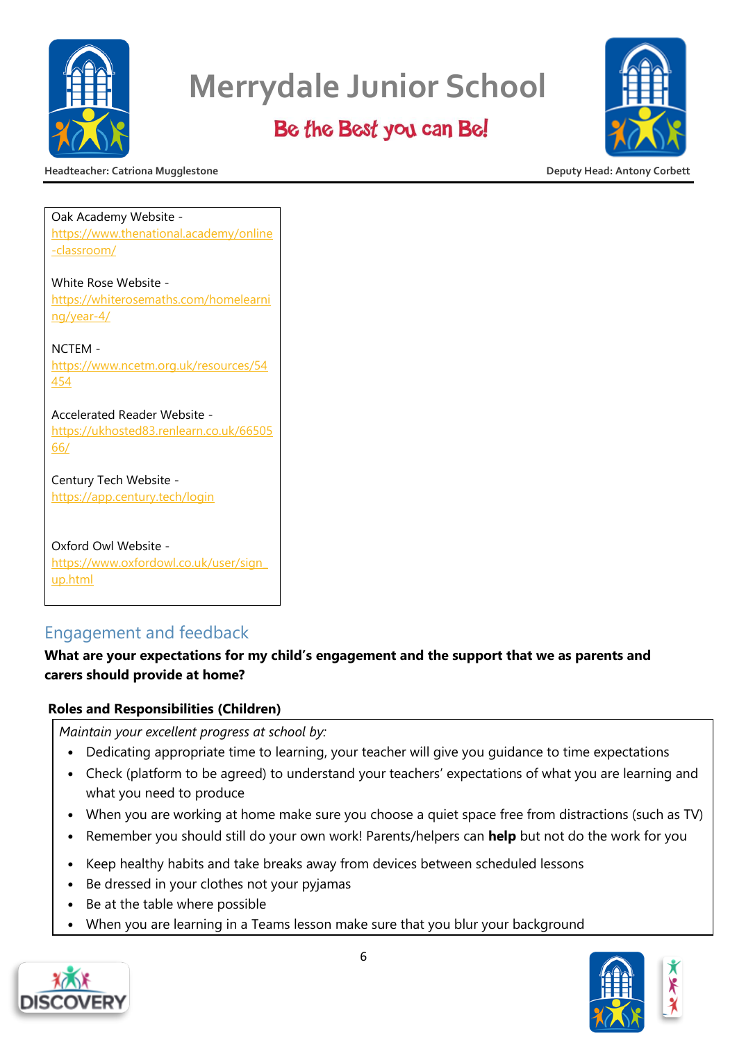Oak Academy Website - https://www.thenational.academy/online-classroom/

White Rose Website - https://whiterosemaths.com/homelearning/year-4/

NCTEM - https://www.ncetm.org.uk/resources/54454

Accelerated Reader Website - https://ukhosted83.renlearn.co.uk/6650566/

Century Tech Website - https://app.century.tech/login

Oxford Owl Website - https://www.oxfordowl.co.uk/user/sign_up.html

## Engagement and feedback

**What are your expectations for my child's engagement and the support that we as parents and carers should provide at home?**

**Roles and Responsibilities (Children)**

*Maintain your excellent progress at school by:*

- Dedicating appropriate time to learning, your teacher will give you guidance to time expectations
- Check (platform to be agreed) to understand your teachers' expectations of what you are learning and what you need to produce
- When you are working at home make sure you choose a quiet space free from distractions (such as TV)
- Remember you should still do your own work! Parents/helpers can **help** but not do the work for you
- Keep healthy habits and take breaks away from devices between scheduled lessons
- Be dressed in your clothes not your pyjamas
- Be at the table where possible
- When you are learning in a Teams lesson make sure that you blur your background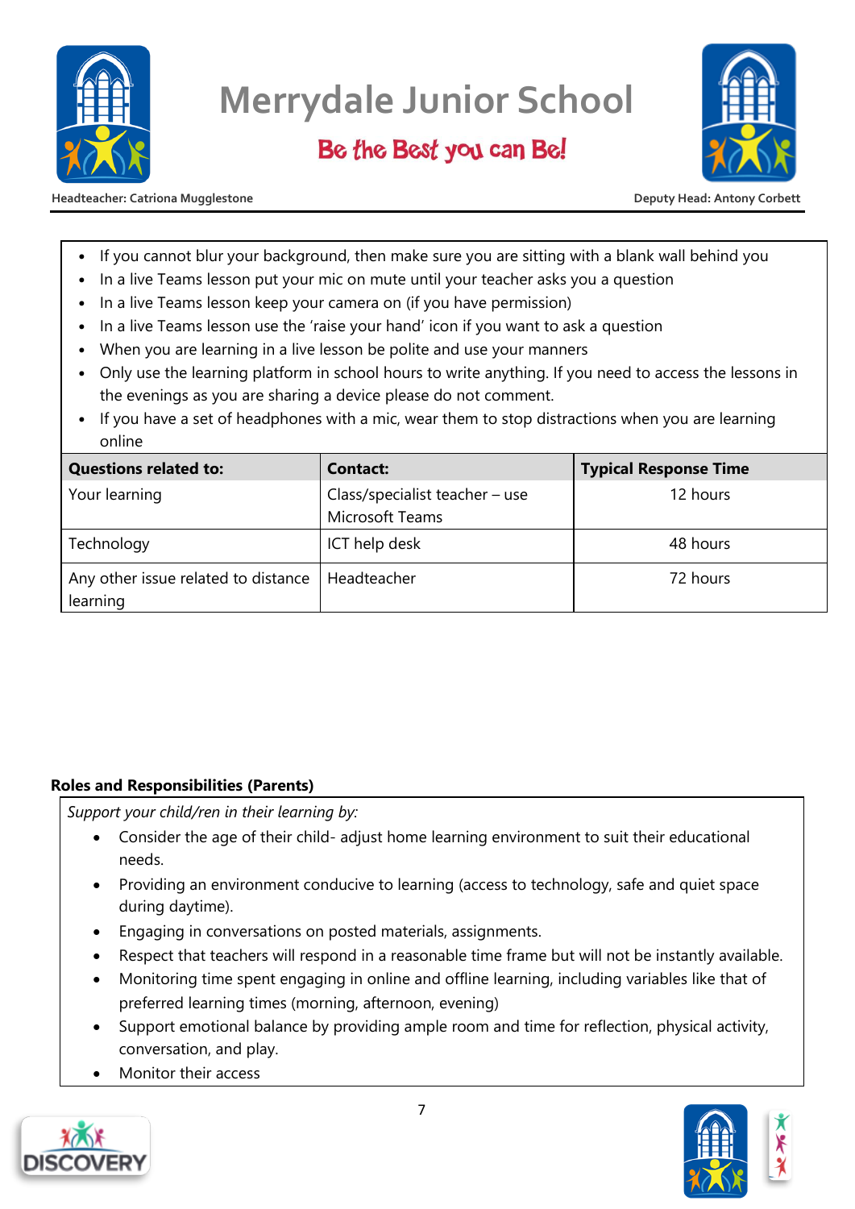- If you cannot blur your background, then make sure you are sitting with a blank wall behind you
- In a live Teams lesson put your mic on mute until your teacher asks you a question
- In a live Teams lesson keep your camera on (if you have permission)
- In a live Teams lesson use the 'raise your hand' icon if you want to ask a question
- When you are learning in a live lesson be polite and use your manners
- Only use the learning platform in school hours to write anything. If you need to access the lessons in the evenings as you are sharing a device please do not comment.
- If you have a set of headphones with a mic, wear them to stop distractions when you are learning online

| Questions related to: | Contact: | Typical Response Time |
|---|---|---|
| Your learning | Class/specialist teacher – use Microsoft Teams | 12 hours |
| Technology | ICT help desk | 48 hours |
| Any other issue related to distance learning | Headteacher | 72 hours |

**Roles and Responsibilities (Parents)**

*Support your child/ren in their learning by:*

- Consider the age of their child- adjust home learning environment to suit their educational needs.
- Providing an environment conducive to learning (access to technology, safe and quiet space during daytime).
- Engaging in conversations on posted materials, assignments.
- Respect that teachers will respond in a reasonable time frame but will not be instantly available.
- Monitoring time spent engaging in online and offline learning, including variables like that of preferred learning times (morning, afternoon, evening)
- Support emotional balance by providing ample room and time for reflection, physical activity, conversation, and play.
- Monitor their access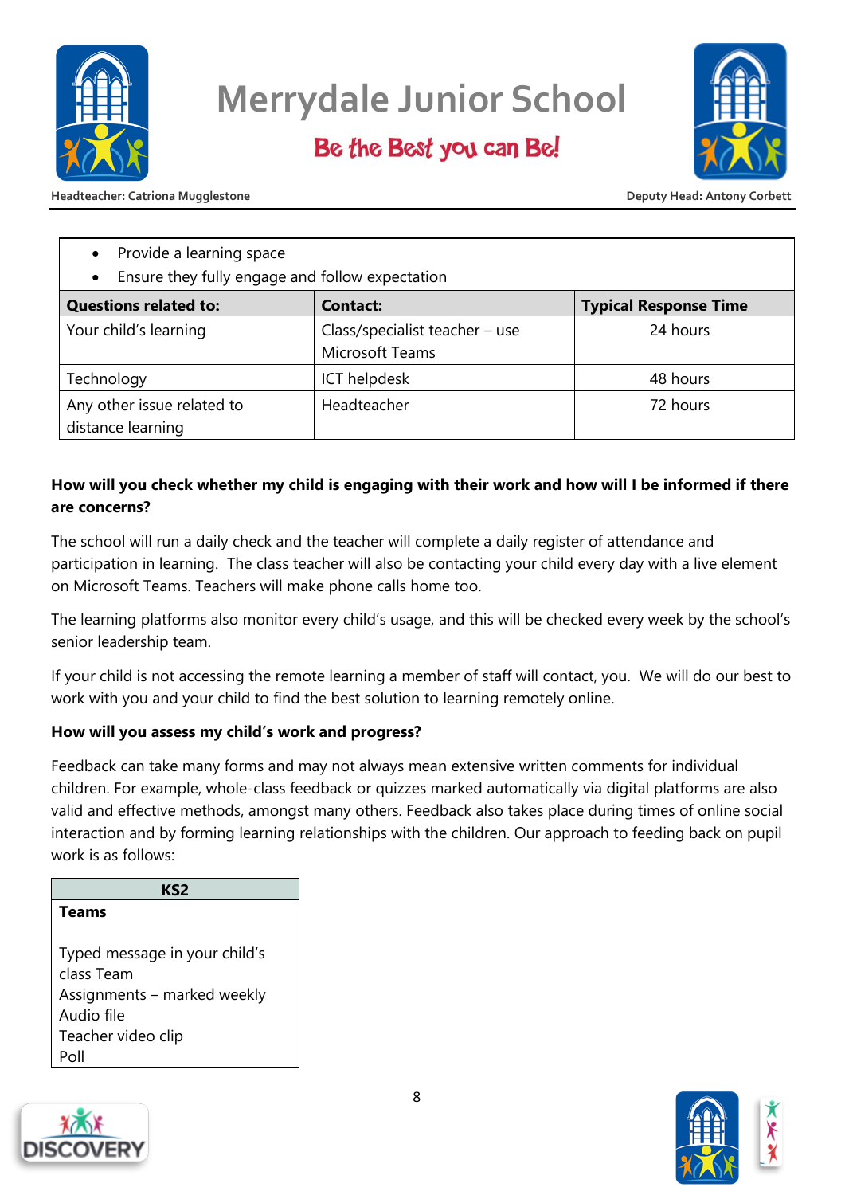- Provide a learning space
- Ensure they fully engage and follow expectation

| Questions related to: | Contact: | Typical Response Time |
|---|---|---|
| Your child's learning | Class/specialist teacher – use Microsoft Teams | 24 hours |
| Technology | ICT helpdesk | 48 hours |
| Any other issue related to distance learning | Headteacher | 72 hours |

**How will you check whether my child is engaging with their work and how will I be informed if there are concerns?**

The school will run a daily check and the teacher will complete a daily register of attendance and participation in learning. The class teacher will also be contacting your child every day with a live element on Microsoft Teams. Teachers will make phone calls home too.

The learning platforms also monitor every child's usage, and this will be checked every week by the school's senior leadership team.

If your child is not accessing the remote learning a member of staff will contact, you. We will do our best to work with you and your child to find the best solution to learning remotely online.

**How will you assess my child's work and progress?**

Feedback can take many forms and may not always mean extensive written comments for individual children. For example, whole-class feedback or quizzes marked automatically via digital platforms are also valid and effective methods, amongst many others. Feedback also takes place during times of online social interaction and by forming learning relationships with the children. Our approach to feeding back on pupil work is as follows:

| KS2 |
|---|
| **Teams**<br><br>Typed message in your child's class Team<br>Assignments – marked weekly<br>Audio file<br>Teacher video clip<br>Poll |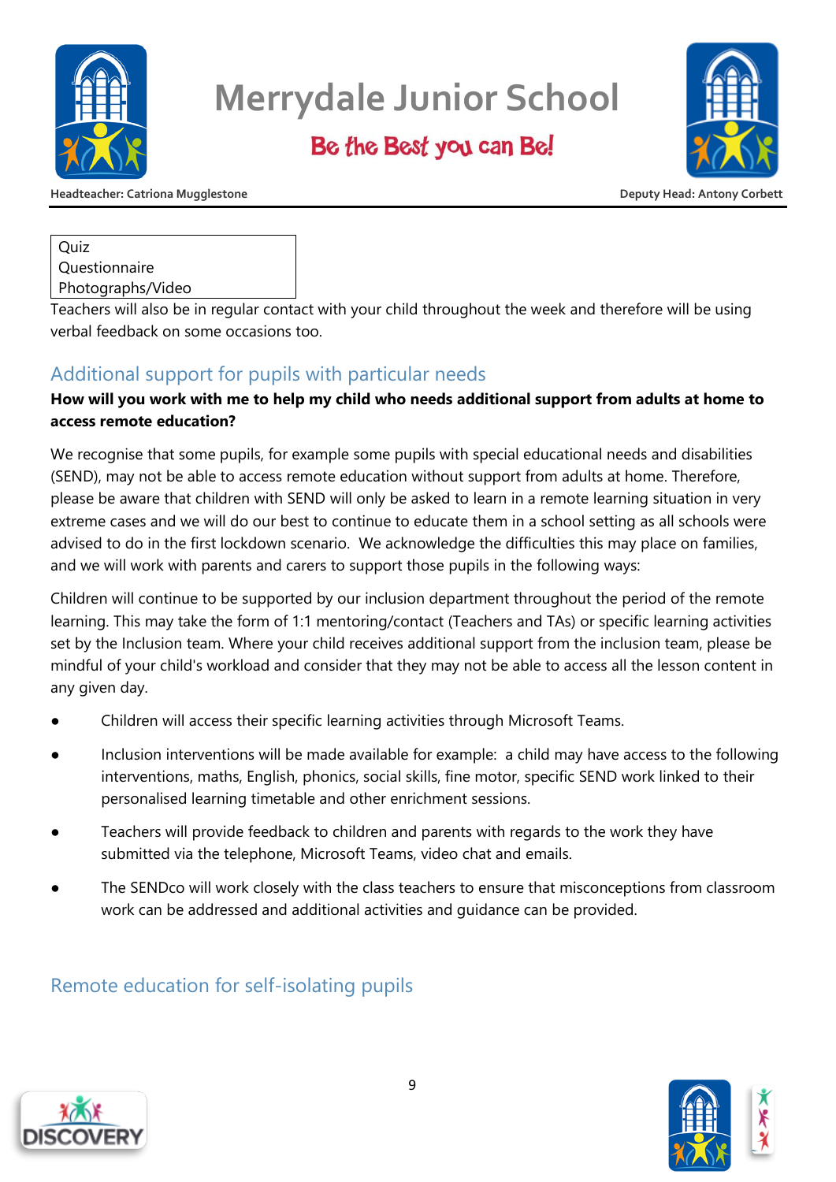| Quiz |
| --- |
| Questionnaire |
| Photographs/Video |

Teachers will also be in regular contact with your child throughout the week and therefore will be using verbal feedback on some occasions too.

## Additional support for pupils with particular needs

**How will you work with me to help my child who needs additional support from adults at home to access remote education?**

We recognise that some pupils, for example some pupils with special educational needs and disabilities (SEND), may not be able to access remote education without support from adults at home. Therefore, please be aware that children with SEND will only be asked to learn in a remote learning situation in very extreme cases and we will do our best to continue to educate them in a school setting as all schools were advised to do in the first lockdown scenario. We acknowledge the difficulties this may place on families, and we will work with parents and carers to support those pupils in the following ways:

Children will continue to be supported by our inclusion department throughout the period of the remote learning. This may take the form of 1:1 mentoring/contact (Teachers and TAs) or specific learning activities set by the Inclusion team. Where your child receives additional support from the inclusion team, please be mindful of your child's workload and consider that they may not be able to access all the lesson content in any given day.

- Children will access their specific learning activities through Microsoft Teams.
- Inclusion interventions will be made available for example: a child may have access to the following interventions, maths, English, phonics, social skills, fine motor, specific SEND work linked to their personalised learning timetable and other enrichment sessions.
- Teachers will provide feedback to children and parents with regards to the work they have submitted via the telephone, Microsoft Teams, video chat and emails.
- The SENDco will work closely with the class teachers to ensure that misconceptions from classroom work can be addressed and additional activities and guidance can be provided.

## Remote education for self-isolating pupils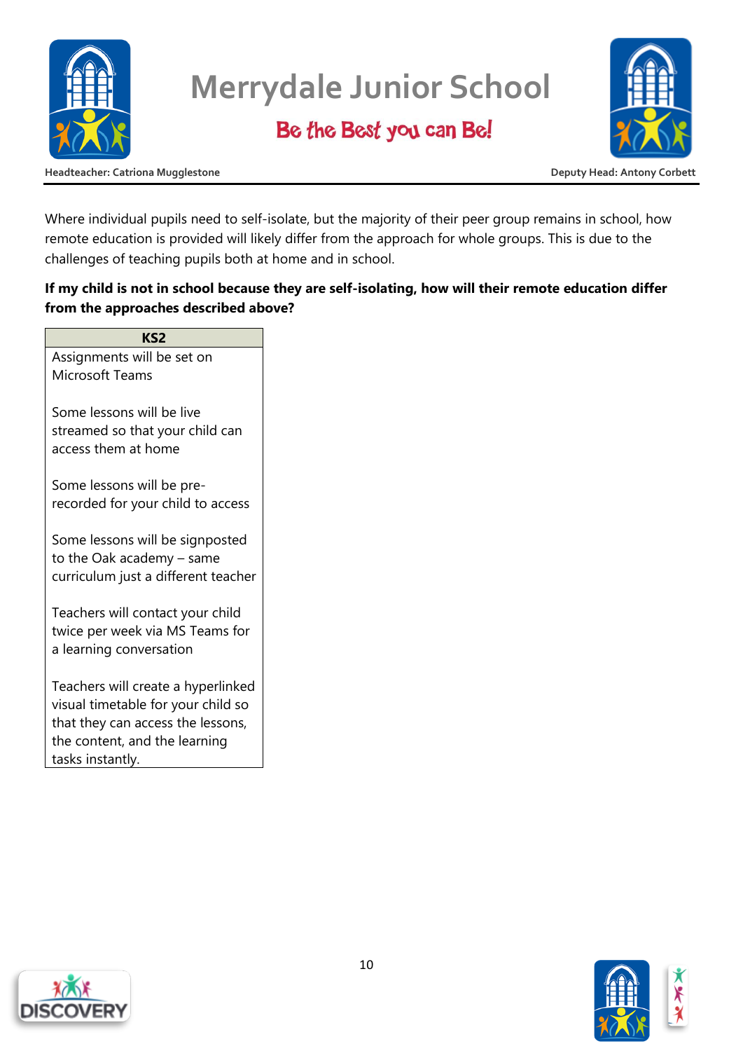Where individual pupils need to self-isolate, but the majority of their peer group remains in school, how remote education is provided will likely differ from the approach for whole groups. This is due to the challenges of teaching pupils both at home and in school.

**If my child is not in school because they are self-isolating, how will their remote education differ from the approaches described above?**

| KS2 |
| --- |
| Assignments will be set on Microsoft Teams<br><br>Some lessons will be live streamed so that your child can access them at home<br><br>Some lessons will be pre-recorded for your child to access<br><br>Some lessons will be signposted to the Oak academy – same curriculum just a different teacher<br><br>Teachers will contact your child twice per week via MS Teams for a learning conversation<br><br>Teachers will create a hyperlinked visual timetable for your child so that they can access the lessons, the content, and the learning tasks instantly. |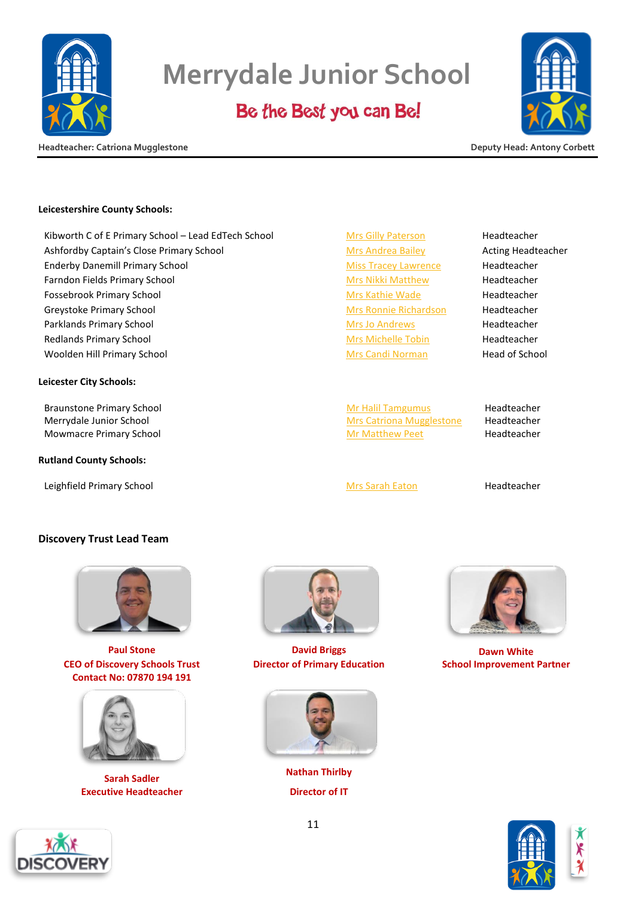# Merrydale Junior School

## Be the Best you can Be!

Headteacher: Catriona Mugglestone

Deputy Head: Antony Corbett

**Leicestershire County Schools:**

| | | |
|---|---|---|
| Kibworth C of E Primary School – Lead EdTech School | Mrs Gilly Paterson | Headteacher |
| Ashfordby Captain's Close Primary School | Mrs Andrea Bailey | Acting Headteacher |
| Enderby Danemill Primary School | Miss Tracey Lawrence | Headteacher |
| Farndon Fields Primary School | Mrs Nikki Matthew | Headteacher |
| Fossebrook Primary School | Mrs Kathie Wade | Headteacher |
| Greystoke Primary School | Mrs Ronnie Richardson | Headteacher |
| Parklands Primary School | Mrs Jo Andrews | Headteacher |
| Redlands Primary School | Mrs Michelle Tobin | Headteacher |
| Woolden Hill Primary School | Mrs Candi Norman | Head of School |

**Leicester City Schools:**

| | | |
|---|---|---|
| Braunstone Primary School | Mr Halil Tamgumus | Headteacher |
| Merrydale Junior School | Mrs Catriona Mugglestone | Headteacher |
| Mowmacre Primary School | Mr Matthew Peet | Headteacher |

**Rutland County Schools:**

| | | |
|---|---|---|
| Leighfield Primary School | Mrs Sarah Eaton | Headteacher |

**Discovery Trust Lead Team**

**Paul Stone**
**CEO of Discovery Schools Trust**
**Contact No: 07870 194 191**

**David Briggs**
**Director of Primary Education**

**Dawn White**
**School Improvement Partner**

**Sarah Sadler**
**Executive Headteacher**

**Nathan Thirlby**
**Director of IT**

DISCOVERY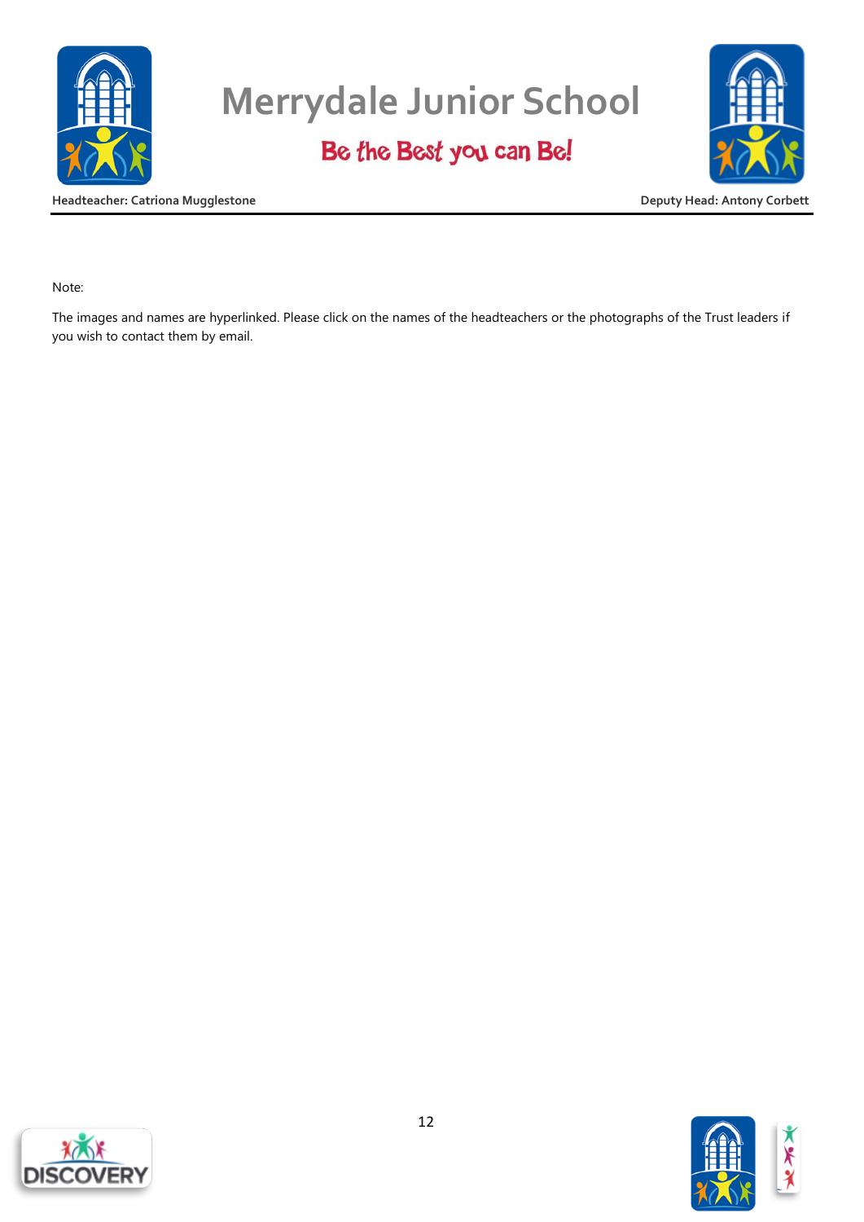Note:

The images and names are hyperlinked. Please click on the names of the headteachers or the photographs of the Trust leaders if you wish to contact them by email.